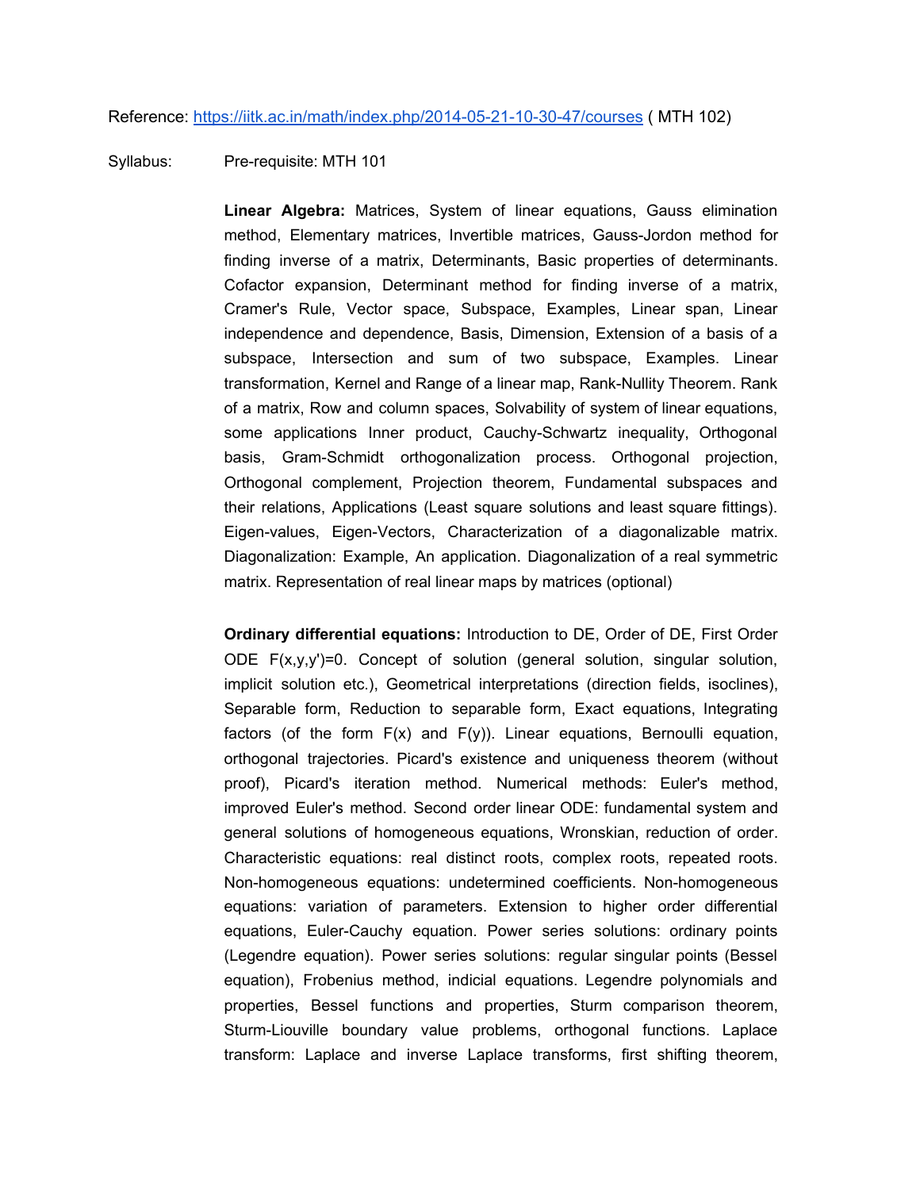Reference: https://iitk.ac.in/math/index.php/2014-05-21-10-30-47/courses ( MTH 102)

Syllabus: Pre-requisite: MTH 101

**Linear Algebra:** Matrices, System of linear equations, Gauss elimination method, Elementary matrices, Invertible matrices, Gauss-Jordon method for finding inverse of a matrix, Determinants, Basic properties of determinants. Cofactor expansion, Determinant method for finding inverse of a matrix, Cramer's Rule, Vector space, Subspace, Examples, Linear span, Linear independence and dependence, Basis, Dimension, Extension of a basis of a subspace, Intersection and sum of two subspace, Examples. Linear transformation, Kernel and Range of a linear map, Rank-Nullity Theorem. Rank of a matrix, Row and column spaces, Solvability of system of linear equations, some applications Inner product, Cauchy-Schwartz inequality, Orthogonal basis, Gram-Schmidt orthogonalization process. Orthogonal projection, Orthogonal complement, Projection theorem, Fundamental subspaces and their relations, Applications (Least square solutions and least square fittings). Eigen-values, Eigen-Vectors, Characterization of a diagonalizable matrix. Diagonalization: Example, An application. Diagonalization of a real symmetric matrix. Representation of real linear maps by matrices (optional)

**Ordinary differential equations:** Introduction to DE, Order of DE, First Order ODE $F(x,y,y')=0$. Concept of solution (general solution, singular solution, implicit solution etc.), Geometrical interpretations (direction fields, isoclines), Separable form, Reduction to separable form, Exact equations, Integrating factors (of the form $F(x)$ and $F(y)$). Linear equations, Bernoulli equation, orthogonal trajectories. Picard's existence and uniqueness theorem (without proof), Picard's iteration method. Numerical methods: Euler's method, improved Euler's method. Second order linear ODE: fundamental system and general solutions of homogeneous equations, Wronskian, reduction of order. Characteristic equations: real distinct roots, complex roots, repeated roots. Non-homogeneous equations: undetermined coefficients. Non-homogeneous equations: variation of parameters. Extension to higher order differential equations, Euler-Cauchy equation. Power series solutions: ordinary points (Legendre equation). Power series solutions: regular singular points (Bessel equation), Frobenius method, indicial equations. Legendre polynomials and properties, Bessel functions and properties, Sturm comparison theorem, Sturm-Liouville boundary value problems, orthogonal functions. Laplace transform: Laplace and inverse Laplace transforms, first shifting theorem,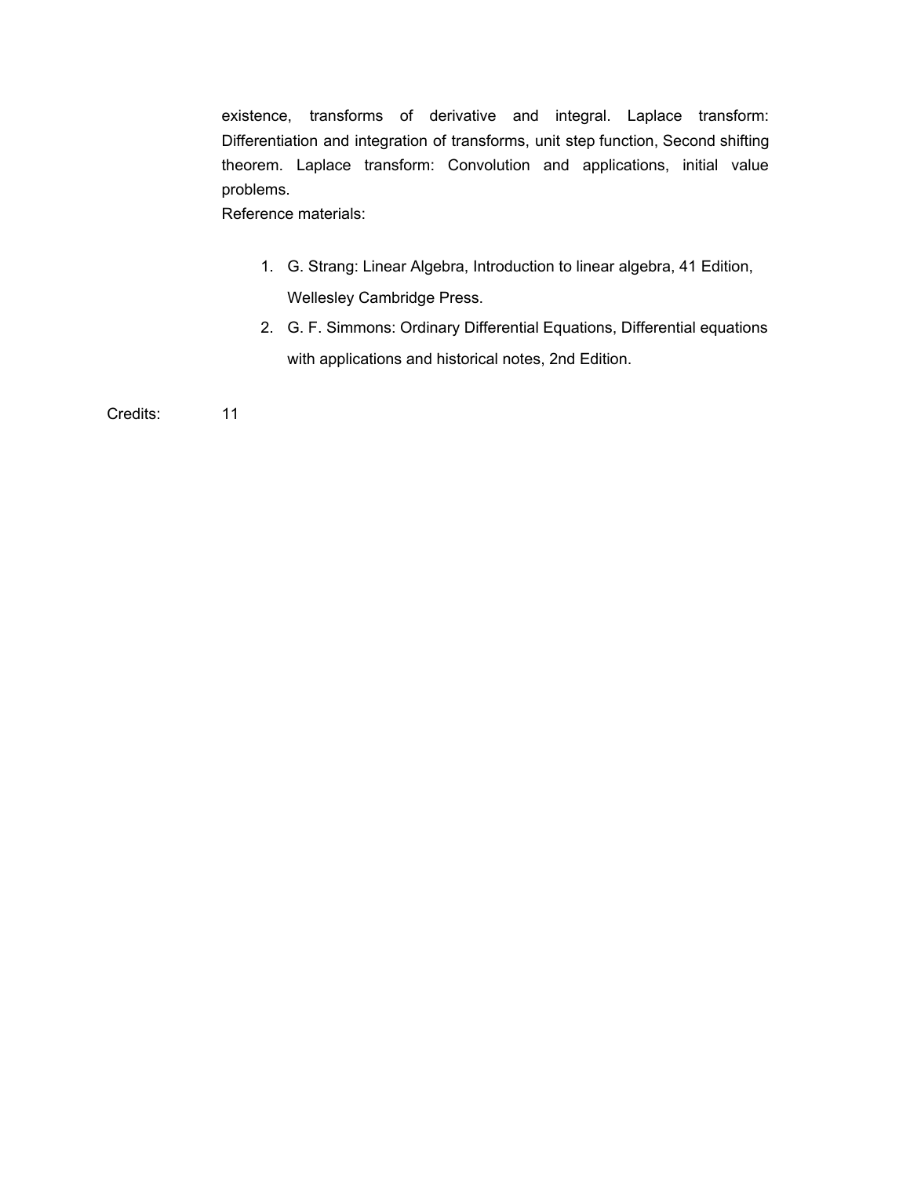existence, transforms of derivative and integral. Laplace transform: Differentiation and integration of transforms, unit step function, Second shifting theorem. Laplace transform: Convolution and applications, initial value problems.

Reference materials:

1. G. Strang: Linear Algebra, Introduction to linear algebra, 41 Edition, Wellesley Cambridge Press.
2. G. F. Simmons: Ordinary Differential Equations, Differential equations with applications and historical notes, 2nd Edition.

Credits: 11